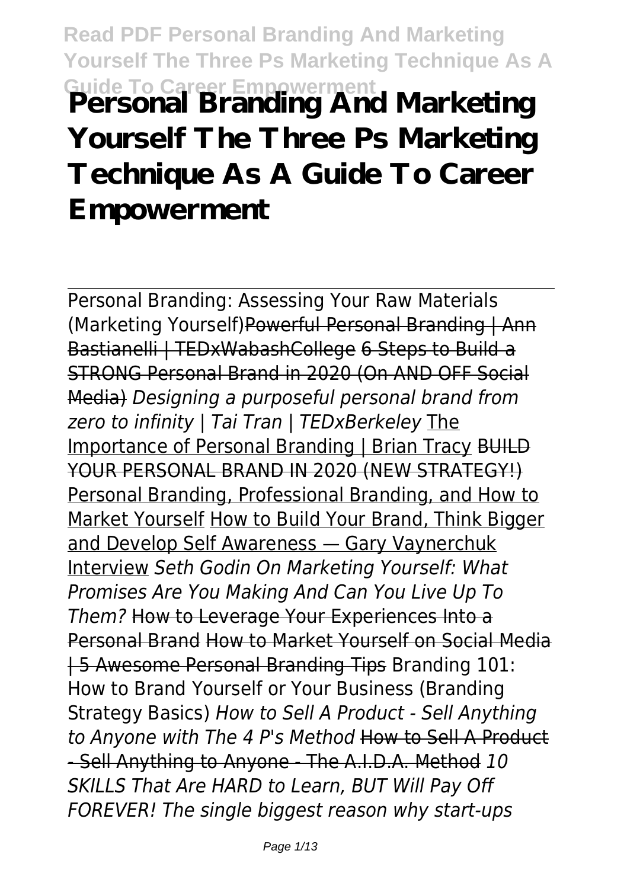# Personal Branding And Marketing Yourself The Three Ps Marketing Technique As A Guide To Career Empowerment

Personal Branding: Assessing Your Raw Materials (Marketing Yourself)Powerful Personal Branding | Ann Bastianelli | TEDxWabashCollege 6 Steps to Build a STRONG Personal Brand in 2020 (On AND OFF Social Media) *Designing a purposeful personal brand from zero to infinity | Tai Tran | TEDxBerkeley* The Importance of Personal Branding | Brian Tracy BUILD YOUR PERSONAL BRAND IN 2020 (NEW STRATEGY!) Personal Branding, Professional Branding, and How to Market Yourself How to Build Your Brand, Think Bigger and Develop Self Awareness — Gary Vaynerchuk Interview *Seth Godin On Marketing Yourself: What Promises Are You Making And Can You Live Up To Them?* How to Leverage Your Experiences Into a Personal Brand How to Market Yourself on Social Media | 5 Awesome Personal Branding Tips Branding 101: How to Brand Yourself or Your Business (Branding Strategy Basics) *How to Sell A Product - Sell Anything to Anyone with The 4 P's Method* How to Sell A Product - Sell Anything to Anyone - The A.I.D.A. Method *10 SKILLS That Are HARD to Learn, BUT Will Pay Off FOREVER! The single biggest reason why start-ups*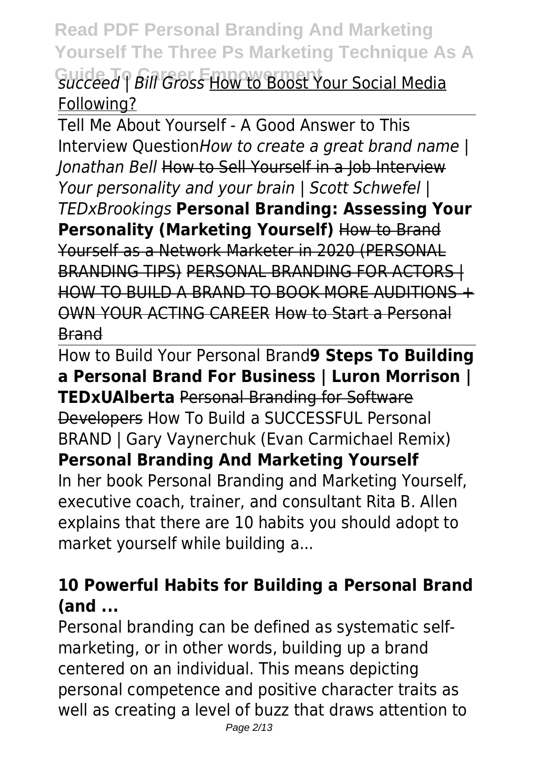*succeed | Bill Gross* How to Boost Your Social Media Following?

Tell Me About Yourself - A Good Answer to This Interview Question*How to create a great brand name | Jonathan Bell* How to Sell Yourself in a Job Interview *Your personality and your brain | Scott Schwefel | TEDxBrookings* **Personal Branding: Assessing Your Personality (Marketing Yourself)** How to Brand Yourself as a Network Marketer in 2020 (PERSONAL BRANDING TIPS) PERSONAL BRANDING FOR ACTORS | HOW TO BUILD A BRAND TO BOOK MORE AUDITIONS + OWN YOUR ACTING CAREER How to Start a Personal Brand

How to Build Your Personal Brand**9 Steps To Building a Personal Brand For Business | Luron Morrison | TEDxUAlberta** Personal Branding for Software Developers How To Build a SUCCESSFUL Personal BRAND | Gary Vaynerchuk (Evan Carmichael Remix)

**Personal Branding And Marketing Yourself**

In her book Personal Branding and Marketing Yourself, executive coach, trainer, and consultant Rita B. Allen explains that there are 10 habits you should adopt to market yourself while building a...

### 10 Powerful Habits for Building a Personal Brand (and ...

Personal branding can be defined as systematic self-marketing, or in other words, building up a brand centered on an individual. This means depicting personal competence and positive character traits as well as creating a level of buzz that draws attention to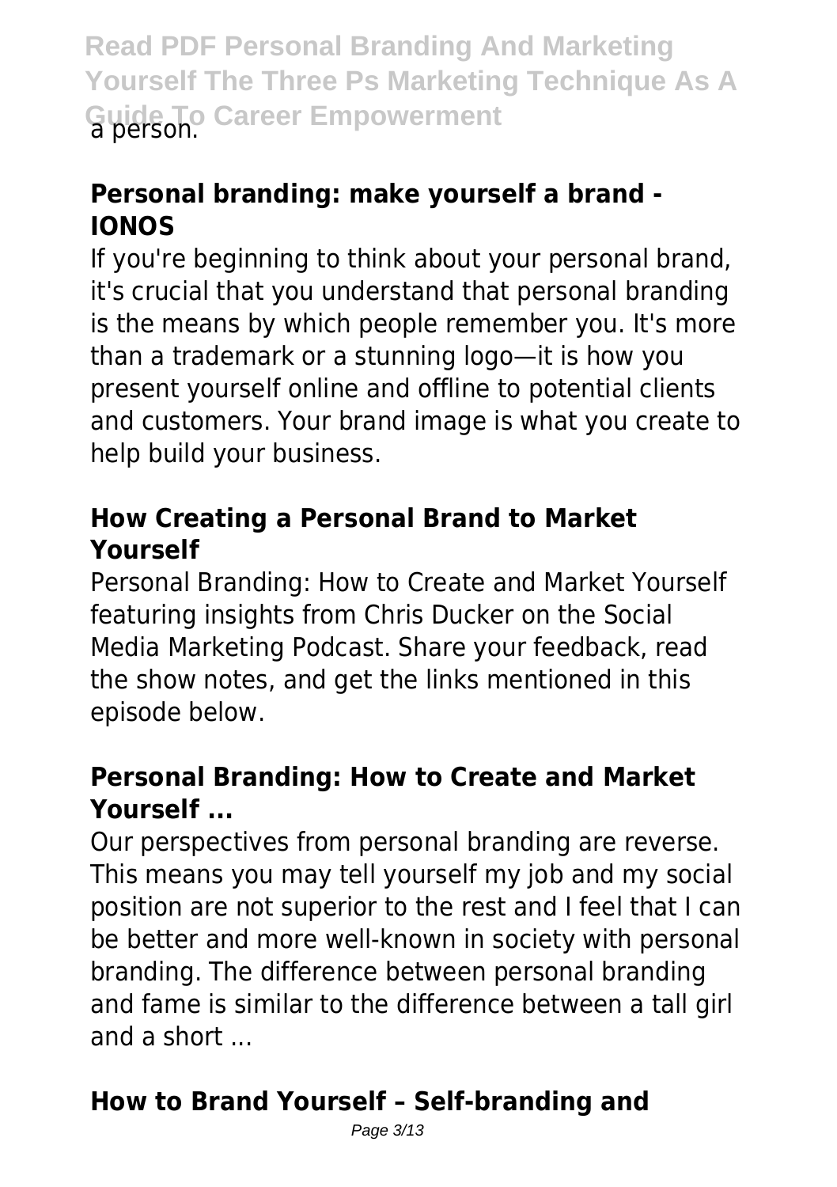a person.

## Personal branding: make yourself a brand - IONOS

If you're beginning to think about your personal brand, it's crucial that you understand that personal branding is the means by which people remember you. It's more than a trademark or a stunning logo—it is how you present yourself online and offline to potential clients and customers. Your brand image is what you create to help build your business.

## How Creating a Personal Brand to Market Yourself

Personal Branding: How to Create and Market Yourself featuring insights from Chris Ducker on the Social Media Marketing Podcast. Share your feedback, read the show notes, and get the links mentioned in this episode below.

## Personal Branding: How to Create and Market Yourself ...

Our perspectives from personal branding are reverse. This means you may tell yourself my job and my social position are not superior to the rest and I feel that I can be better and more well-known in society with personal branding. The difference between personal branding and fame is similar to the difference between a tall girl and a short ...

## How to Brand Yourself – Self-branding and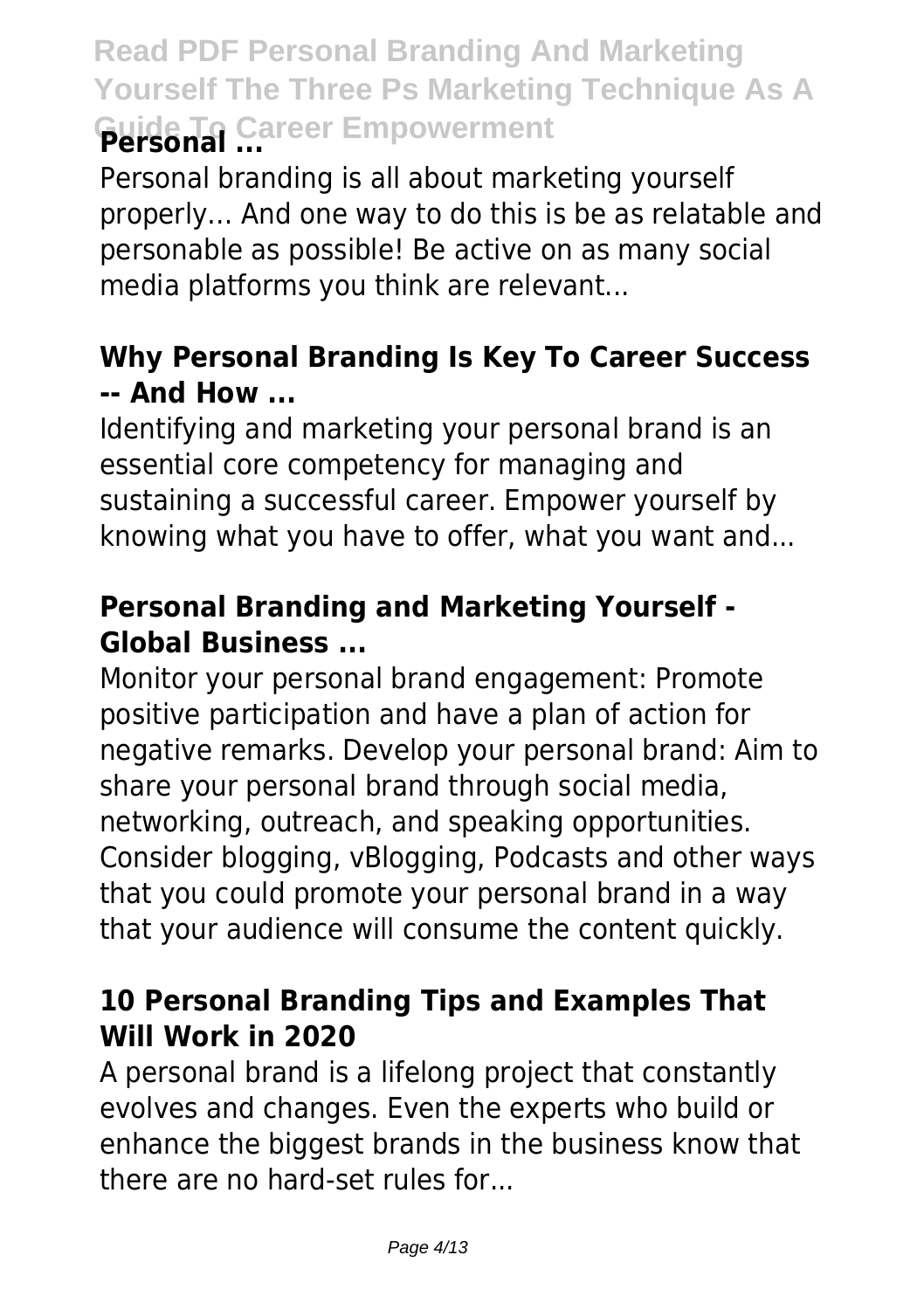### Personal ...

Personal branding is all about marketing yourself properly… And one way to do this is be as relatable and personable as possible! Be active on as many social media platforms you think are relevant...

### Why Personal Branding Is Key To Career Success -- And How ...

Identifying and marketing your personal brand is an essential core competency for managing and sustaining a successful career. Empower yourself by knowing what you have to offer, what you want and...

### Personal Branding and Marketing Yourself - Global Business ...

Monitor your personal brand engagement: Promote positive participation and have a plan of action for negative remarks. Develop your personal brand: Aim to share your personal brand through social media, networking, outreach, and speaking opportunities. Consider blogging, vBlogging, Podcasts and other ways that you could promote your personal brand in a way that your audience will consume the content quickly.

### 10 Personal Branding Tips and Examples That Will Work in 2020

A personal brand is a lifelong project that constantly evolves and changes. Even the experts who build or enhance the biggest brands in the business know that there are no hard-set rules for...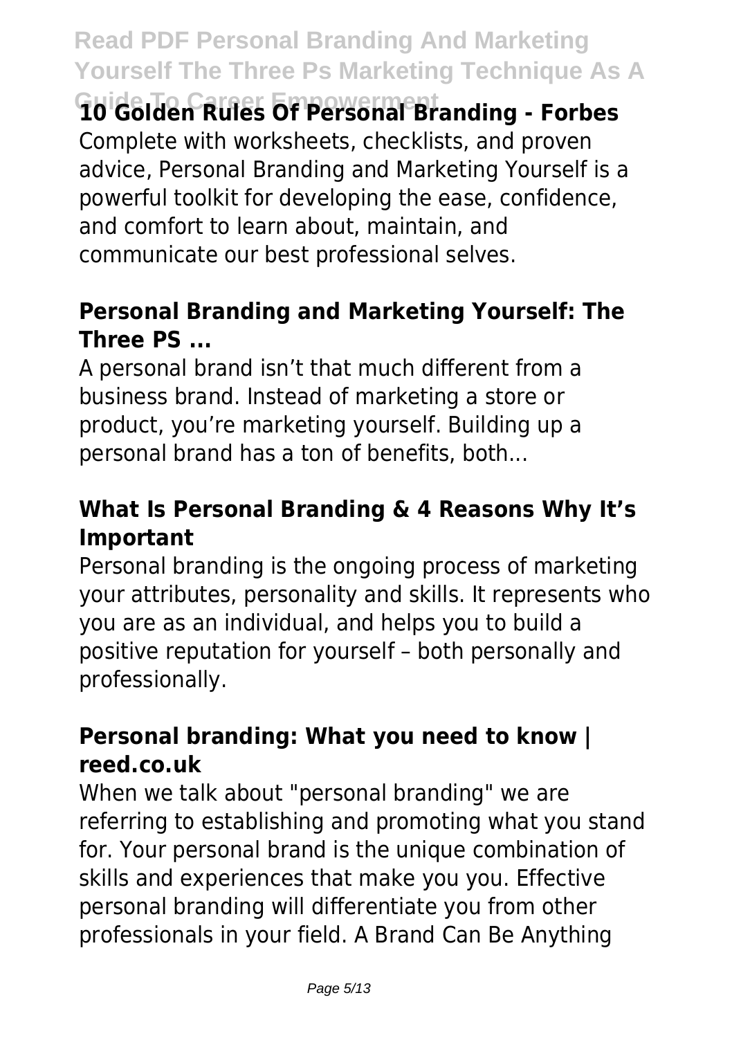### 10 Golden Rules Of Personal Branding - Forbes

Complete with worksheets, checklists, and proven advice, Personal Branding and Marketing Yourself is a powerful toolkit for developing the ease, confidence, and comfort to learn about, maintain, and communicate our best professional selves.

### Personal Branding and Marketing Yourself: The Three PS ...

A personal brand isn't that much different from a business brand. Instead of marketing a store or product, you're marketing yourself. Building up a personal brand has a ton of benefits, both...

### What Is Personal Branding & 4 Reasons Why It's Important

Personal branding is the ongoing process of marketing your attributes, personality and skills. It represents who you are as an individual, and helps you to build a positive reputation for yourself – both personally and professionally.

### Personal branding: What you need to know | reed.co.uk

When we talk about "personal branding" we are referring to establishing and promoting what you stand for. Your personal brand is the unique combination of skills and experiences that make you you. Effective personal branding will differentiate you from other professionals in your field. A Brand Can Be Anything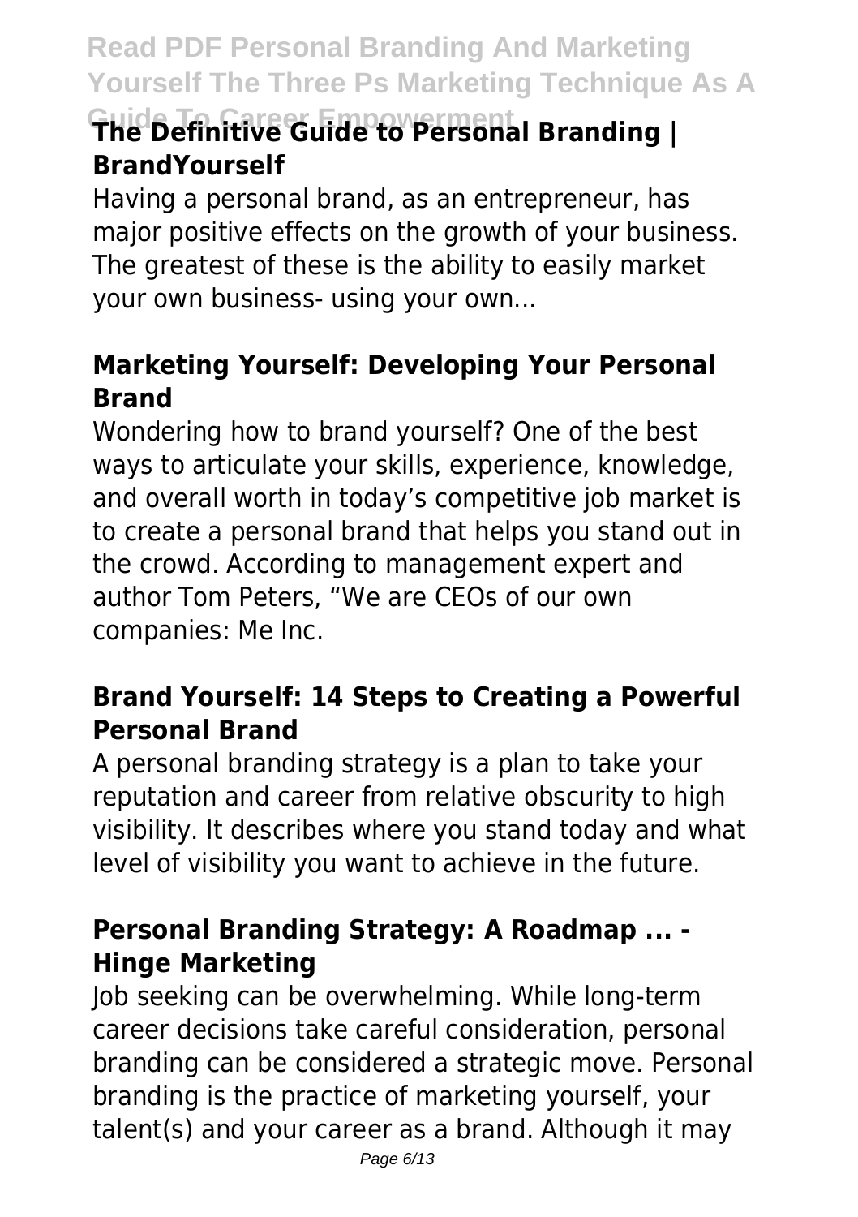### The Definitive Guide to Personal Branding | BrandYourself

Having a personal brand, as an entrepreneur, has major positive effects on the growth of your business. The greatest of these is the ability to easily market your own business- using your own...

### Marketing Yourself: Developing Your Personal Brand

Wondering how to brand yourself? One of the best ways to articulate your skills, experience, knowledge, and overall worth in today's competitive job market is to create a personal brand that helps you stand out in the crowd. According to management expert and author Tom Peters, "We are CEOs of our own companies: Me Inc.

### Brand Yourself: 14 Steps to Creating a Powerful Personal Brand

A personal branding strategy is a plan to take your reputation and career from relative obscurity to high visibility. It describes where you stand today and what level of visibility you want to achieve in the future.

### Personal Branding Strategy: A Roadmap ... - Hinge Marketing

Job seeking can be overwhelming. While long-term career decisions take careful consideration, personal branding can be considered a strategic move. Personal branding is the practice of marketing yourself, your talent(s) and your career as a brand. Although it may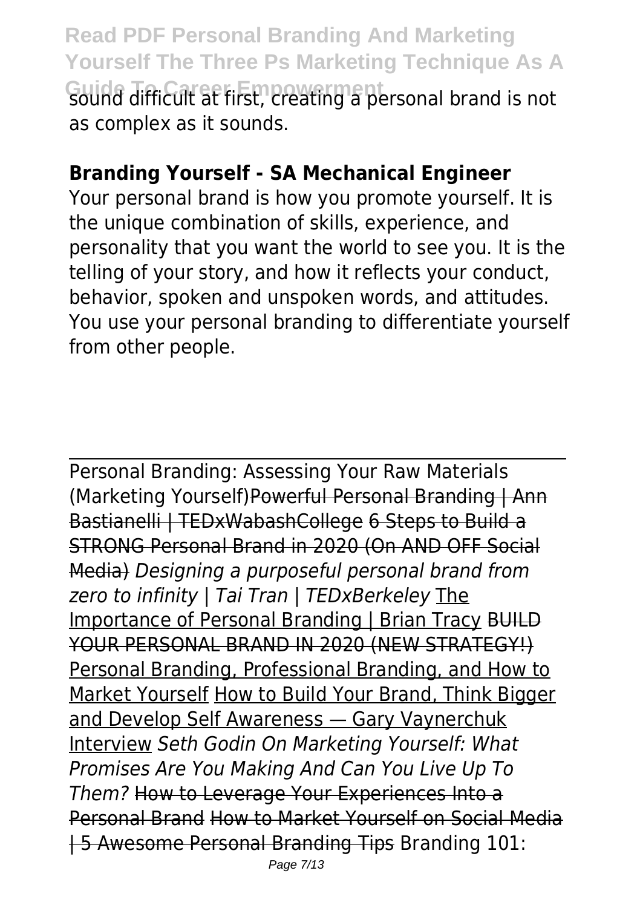sound difficult at first, creating a personal brand is not as complex as it sounds.

**Branding Yourself - SA Mechanical Engineer**

Your personal brand is how you promote yourself. It is the unique combination of skills, experience, and personality that you want the world to see you. It is the telling of your story, and how it reflects your conduct, behavior, spoken and unspoken words, and attitudes. You use your personal branding to differentiate yourself from other people.

---

Personal Branding: Assessing Your Raw Materials (Marketing Yourself)Powerful Personal Branding | Ann Bastianelli | TEDxWabashCollege 6 Steps to Build a STRONG Personal Brand in 2020 (On AND OFF Social Media) *Designing a purposeful personal brand from zero to infinity | Tai Tran | TEDxBerkeley* The Importance of Personal Branding | Brian Tracy BUILD YOUR PERSONAL BRAND IN 2020 (NEW STRATEGY!) Personal Branding, Professional Branding, and How to Market Yourself How to Build Your Brand, Think Bigger and Develop Self Awareness — Gary Vaynerchuk Interview *Seth Godin On Marketing Yourself: What Promises Are You Making And Can You Live Up To Them?* How to Leverage Your Experiences Into a Personal Brand How to Market Yourself on Social Media | 5 Awesome Personal Branding Tips Branding 101: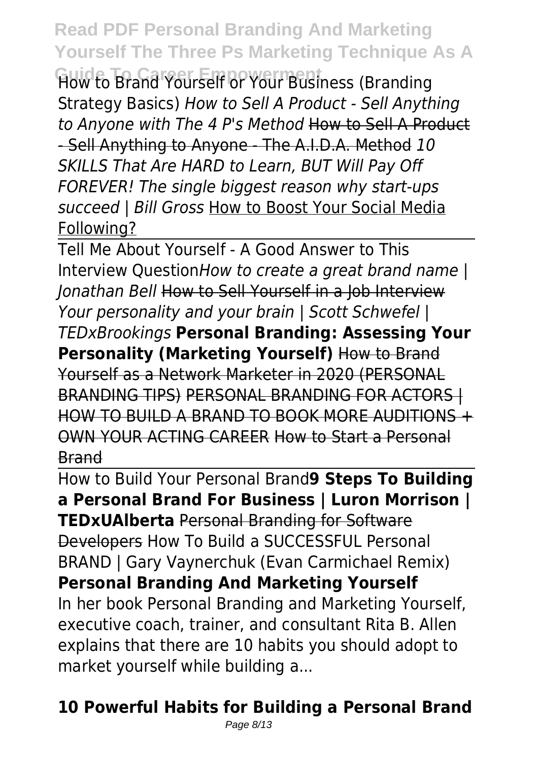How to Brand Yourself or Your Business (Branding Strategy Basics) *How to Sell A Product - Sell Anything to Anyone with The 4 P's Method* ~~How to Sell A Product - Sell Anything to Anyone - The A.I.D.A. Method~~ *10 SKILLS That Are HARD to Learn, BUT Will Pay Off FOREVER! The single biggest reason why start-ups succeed | Bill Gross* How to Boost Your Social Media Following?

---

Tell Me About Yourself - A Good Answer to This Interview Question*How to create a great brand name | Jonathan Bell* ~~How to Sell Yourself in a Job Interview~~ *Your personality and your brain | Scott Schwefel | TEDxBrookings* **Personal Branding: Assessing Your Personality (Marketing Yourself)** ~~How to Brand Yourself as a Network Marketer in 2020 (PERSONAL BRANDING TIPS)~~ ~~PERSONAL BRANDING FOR ACTORS | HOW TO BUILD A BRAND TO BOOK MORE AUDITIONS + OWN YOUR ACTING CAREER~~ ~~How to Start a Personal Brand~~

---

How to Build Your Personal Brand**9 Steps To Building a Personal Brand For Business | Luron Morrison | TEDxUAlberta** ~~Personal Branding for Software Developers~~ How To Build a SUCCESSFUL Personal BRAND | Gary Vaynerchuk (Evan Carmichael Remix)

**Personal Branding And Marketing Yourself**

In her book Personal Branding and Marketing Yourself, executive coach, trainer, and consultant Rita B. Allen explains that there are 10 habits you should adopt to market yourself while building a...

## 10 Powerful Habits for Building a Personal Brand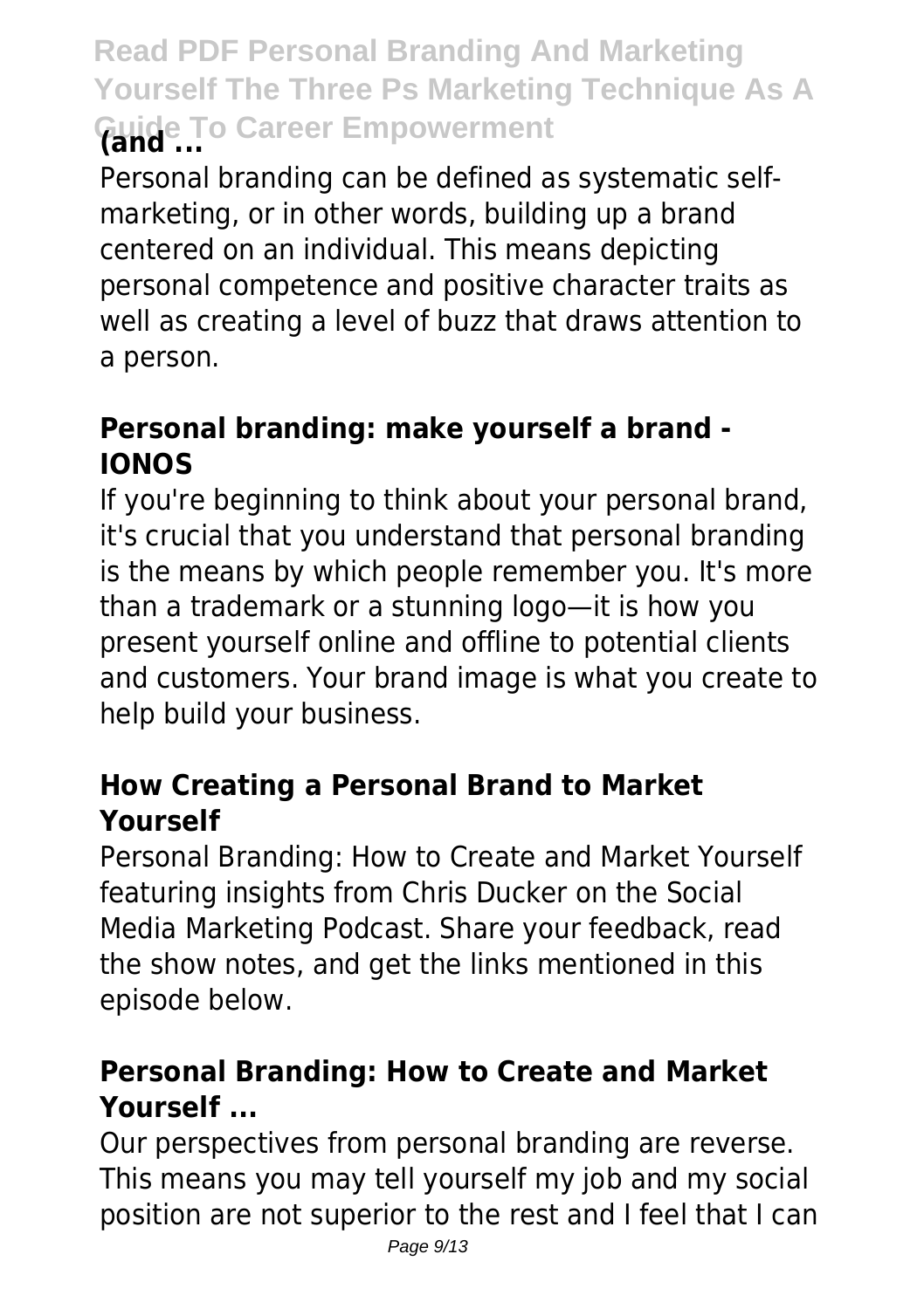## (and ...

Personal branding can be defined as systematic self-marketing, or in other words, building up a brand centered on an individual. This means depicting personal competence and positive character traits as well as creating a level of buzz that draws attention to a person.

## Personal branding: make yourself a brand - IONOS

If you're beginning to think about your personal brand, it's crucial that you understand that personal branding is the means by which people remember you. It's more than a trademark or a stunning logo—it is how you present yourself online and offline to potential clients and customers. Your brand image is what you create to help build your business.

## How Creating a Personal Brand to Market Yourself

Personal Branding: How to Create and Market Yourself featuring insights from Chris Ducker on the Social Media Marketing Podcast. Share your feedback, read the show notes, and get the links mentioned in this episode below.

## Personal Branding: How to Create and Market Yourself ...

Our perspectives from personal branding are reverse. This means you may tell yourself my job and my social position are not superior to the rest and I feel that I can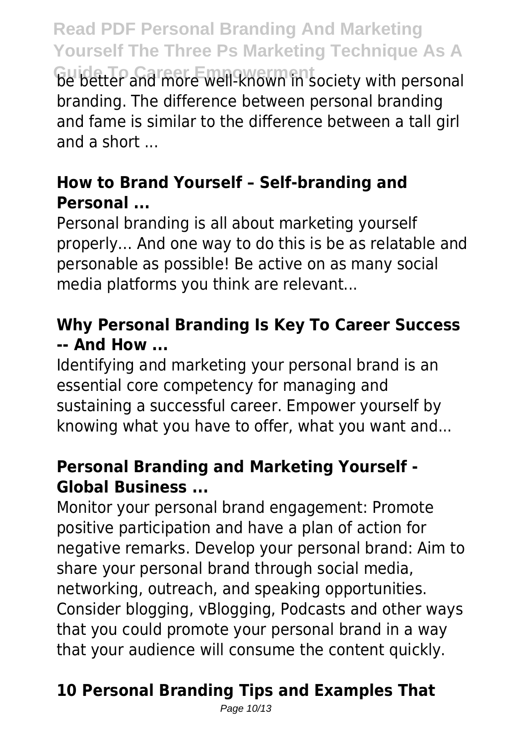be better and more well-known in society with personal branding. The difference between personal branding and fame is similar to the difference between a tall girl and a short ...

## How to Brand Yourself – Self-branding and Personal ...

Personal branding is all about marketing yourself properly… And one way to do this is be as relatable and personable as possible! Be active on as many social media platforms you think are relevant...

## Why Personal Branding Is Key To Career Success -- And How ...

Identifying and marketing your personal brand is an essential core competency for managing and sustaining a successful career. Empower yourself by knowing what you have to offer, what you want and...

## Personal Branding and Marketing Yourself - Global Business ...

Monitor your personal brand engagement: Promote positive participation and have a plan of action for negative remarks. Develop your personal brand: Aim to share your personal brand through social media, networking, outreach, and speaking opportunities. Consider blogging, vBlogging, Podcasts and other ways that you could promote your personal brand in a way that your audience will consume the content quickly.

## 10 Personal Branding Tips and Examples That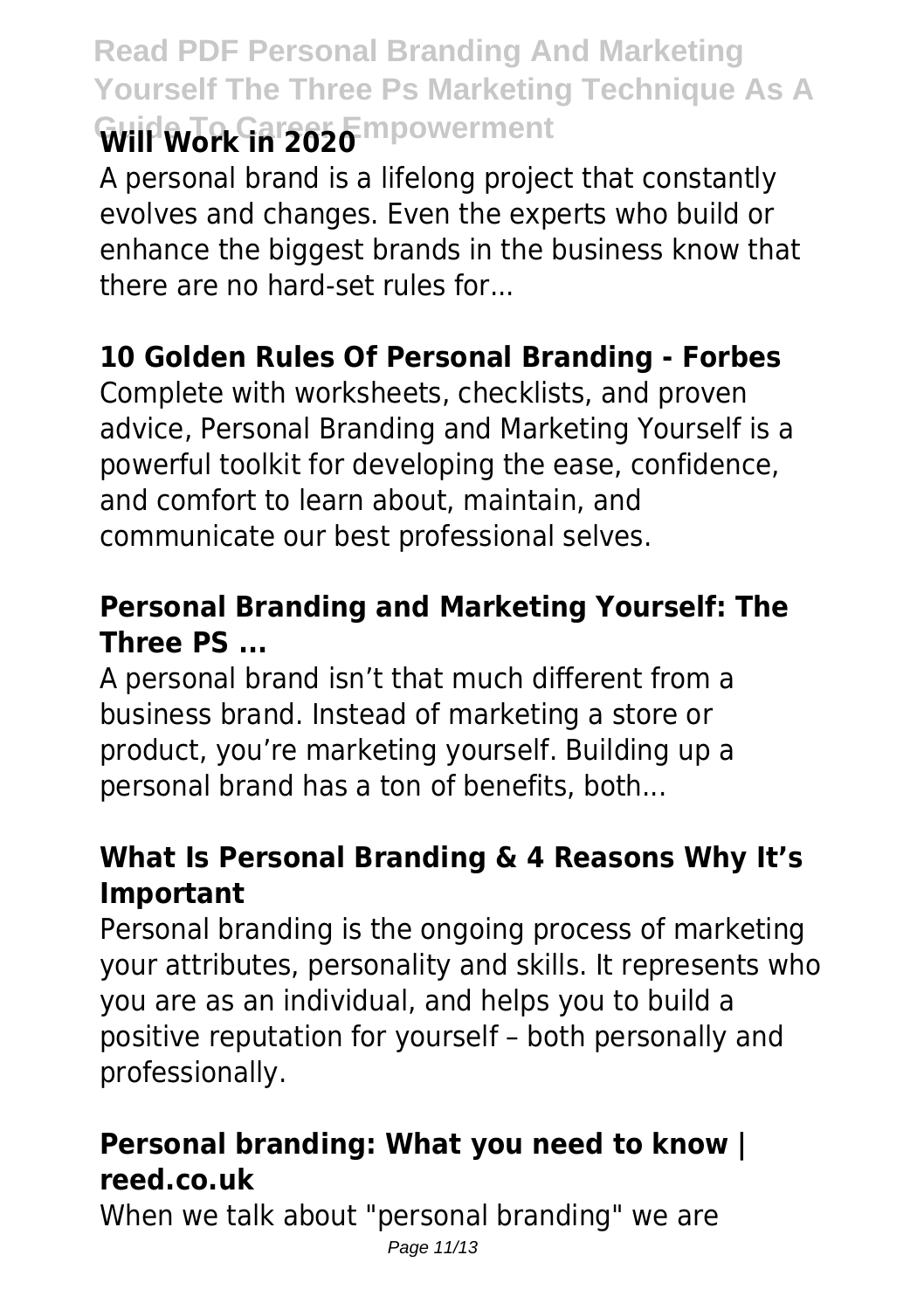**Will Work in 2020**

A personal brand is a lifelong project that constantly evolves and changes. Even the experts who build or enhance the biggest brands in the business know that there are no hard-set rules for...

## 10 Golden Rules Of Personal Branding - Forbes

Complete with worksheets, checklists, and proven advice, Personal Branding and Marketing Yourself is a powerful toolkit for developing the ease, confidence, and comfort to learn about, maintain, and communicate our best professional selves.

## Personal Branding and Marketing Yourself: The Three PS ...

A personal brand isn't that much different from a business brand. Instead of marketing a store or product, you're marketing yourself. Building up a personal brand has a ton of benefits, both...

## What Is Personal Branding & 4 Reasons Why It's Important

Personal branding is the ongoing process of marketing your attributes, personality and skills. It represents who you are as an individual, and helps you to build a positive reputation for yourself – both personally and professionally.

## Personal branding: What you need to know | reed.co.uk

When we talk about "personal branding" we are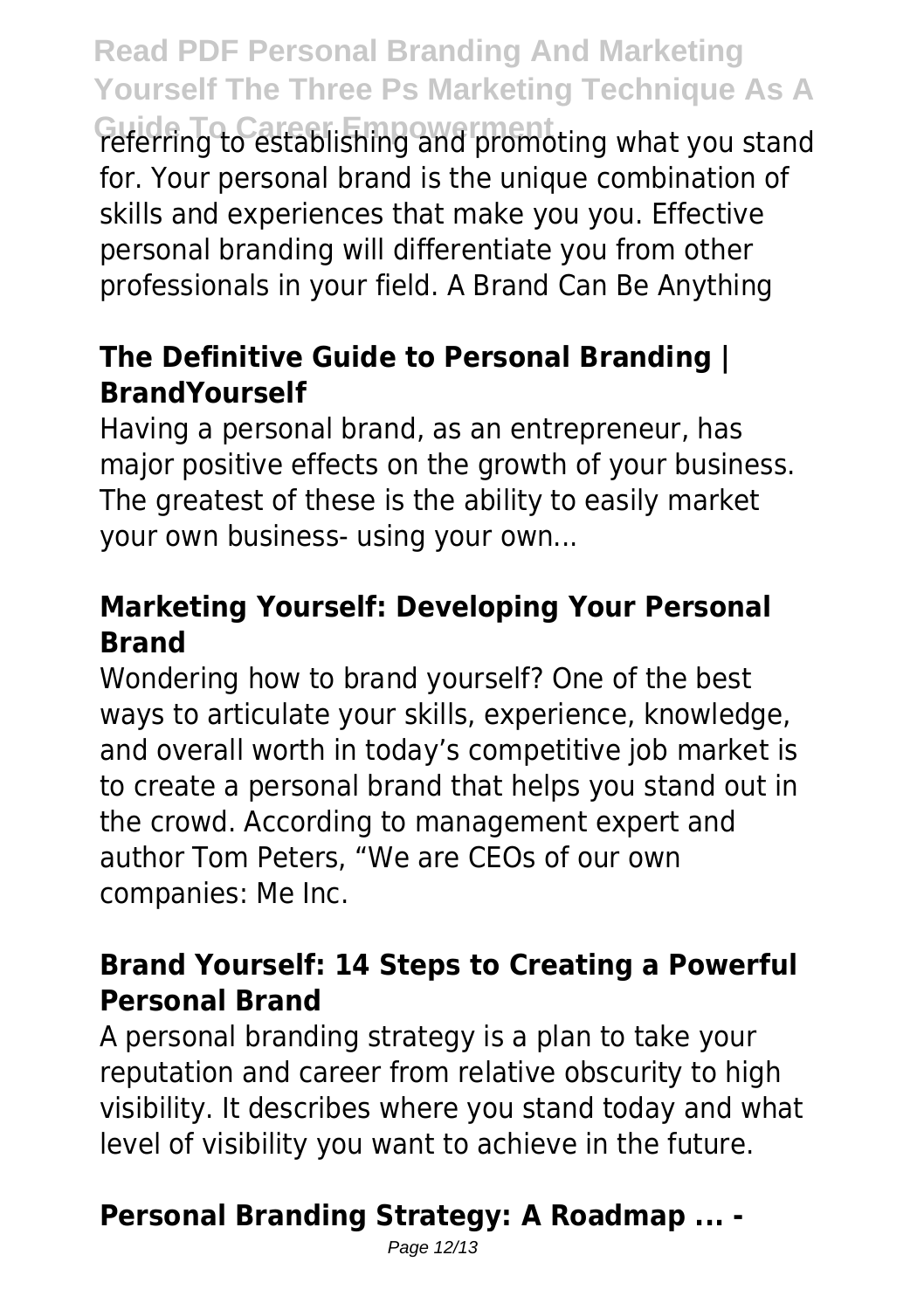referring to establishing and promoting what you stand for. Your personal brand is the unique combination of skills and experiences that make you you. Effective personal branding will differentiate you from other professionals in your field. A Brand Can Be Anything

### The Definitive Guide to Personal Branding | BrandYourself

Having a personal brand, as an entrepreneur, has major positive effects on the growth of your business. The greatest of these is the ability to easily market your own business- using your own...

### Marketing Yourself: Developing Your Personal Brand

Wondering how to brand yourself? One of the best ways to articulate your skills, experience, knowledge, and overall worth in today's competitive job market is to create a personal brand that helps you stand out in the crowd. According to management expert and author Tom Peters, "We are CEOs of our own companies: Me Inc.

### Brand Yourself: 14 Steps to Creating a Powerful Personal Brand

A personal branding strategy is a plan to take your reputation and career from relative obscurity to high visibility. It describes where you stand today and what level of visibility you want to achieve in the future.

### Personal Branding Strategy: A Roadmap ... -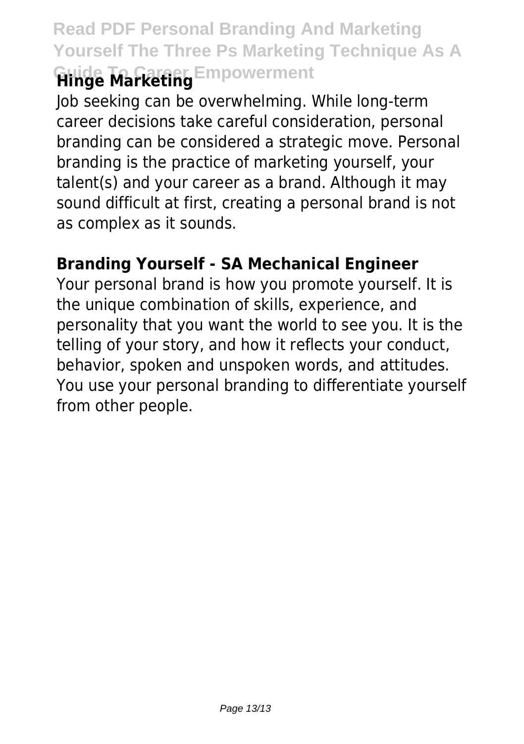**Hinge Marketing**

Job seeking can be overwhelming. While long-term career decisions take careful consideration, personal branding can be considered a strategic move. Personal branding is the practice of marketing yourself, your talent(s) and your career as a brand. Although it may sound difficult at first, creating a personal brand is not as complex as it sounds.

**Branding Yourself - SA Mechanical Engineer**

Your personal brand is how you promote yourself. It is the unique combination of skills, experience, and personality that you want the world to see you. It is the telling of your story, and how it reflects your conduct, behavior, spoken and unspoken words, and attitudes. You use your personal branding to differentiate yourself from other people.